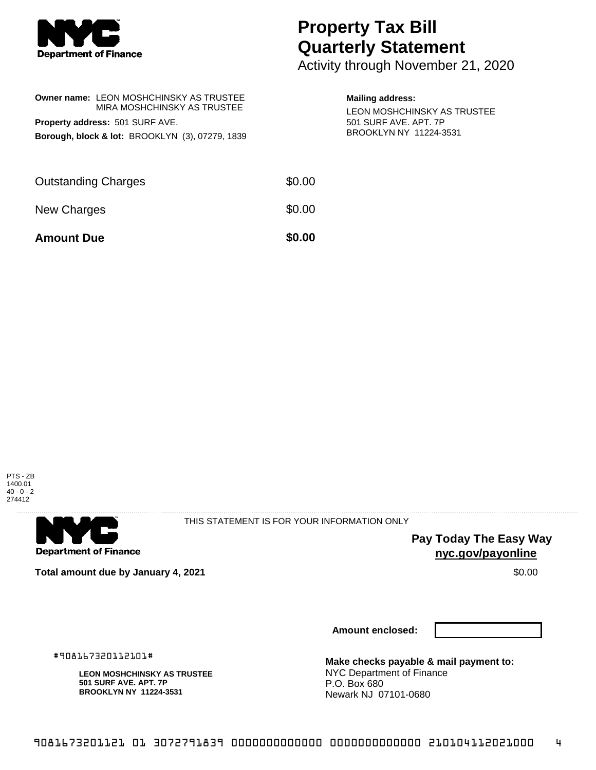Department of Finance

# Property Tax Bill Quarterly Statement

Activity through November 21, 2020

**Owner name:** LEON MOSHCHINSKY AS TRUSTEE
MIRA MOSHCHINSKY AS TRUSTEE

**Property address:** 501 SURF AVE.

**Borough, block & lot:** BROOKLYN (3), 07279, 1839

**Mailing address:**
LEON MOSHCHINSKY AS TRUSTEE
501 SURF AVE. APT. 7P
BROOKLYN NY 11224-3531

| | |
|---|---|
| Outstanding Charges | $0.00 |
| New Charges | $0.00 |
| **Amount Due** | **$0.00** |

PTS - ZB
1400.01
40 - 0 - 2
274412

Department of Finance

THIS STATEMENT IS FOR YOUR INFORMATION ONLY

**Pay Today The Easy Way**
**nyc.gov/payonline**

**Total amount due by January 4, 2021** $0.00

**Amount enclosed:**

#908167320112101#

**LEON MOSHCHINSKY AS TRUSTEE**
**501 SURF AVE. APT. 7P**
**BROOKLYN NY 11224-3531**

**Make checks payable & mail payment to:**
NYC Department of Finance
P.O. Box 680
Newark NJ 07101-0680

9081673201121 01 3072791839 0000000000000 0000000000000 210104112021000 4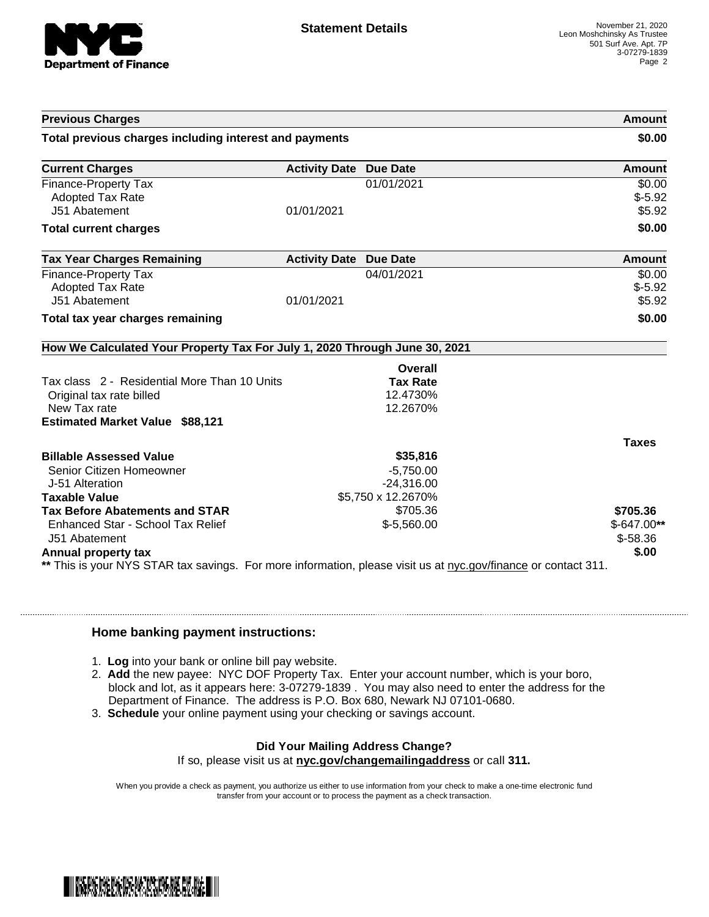**Statement Details**

November 21, 2020
Leon Moshchinsky As Trustee
501 Surf Ave. Apt. 7P
3-07279-1839
Page 2

| Previous Charges | | | Amount |
|---|---|---|---|
| **Total previous charges including interest and payments** | | | **$0.00** |

| Current Charges | Activity Date | Due Date | Amount |
|---|---|---|---|
| Finance-Property Tax | | 01/01/2021 | $0.00 |
| Adopted Tax Rate | | | $-5.92 |
| J51 Abatement | 01/01/2021 | | $5.92 |
| **Total current charges** | | | **$0.00** |

| Tax Year Charges Remaining | Activity Date | Due Date | Amount |
|---|---|---|---|
| Finance-Property Tax | | 04/01/2021 | $0.00 |
| Adopted Tax Rate | | | $-5.92 |
| J51 Abatement | 01/01/2021 | | $5.92 |
| **Total tax year charges remaining** | | | **$0.00** |

**How We Calculated Your Property Tax For July 1, 2020 Through June 30, 2021**

| Tax class 2 - Residential More Than 10 Units | Overall Tax Rate | |
|---|---|---|
| Original tax rate billed | 12.4730% | |
| New Tax rate | 12.2670% | |
| **Estimated Market Value $88,121** | | |
| | | **Taxes** |
| **Billable Assessed Value** | **$35,816** | |
| Senior Citizen Homeowner | -5,750.00 | |
| J-51 Alteration | -24,316.00 | |
| **Taxable Value** | $5,750 x 12.2670% | |
| **Tax Before Abatements and STAR** | $705.36 | **$705.36** |
| Enhanced Star - School Tax Relief | $-5,560.00 | $-647.00** |
| J51 Abatement | | $-58.36 |
| **Annual property tax** | | **$.00** |

** This is your NYS STAR tax savings. For more information, please visit us at nyc.gov/finance or contact 311.

### Home banking payment instructions:

1. **Log** into your bank or online bill pay website.
2. **Add** the new payee: NYC DOF Property Tax. Enter your account number, which is your boro, block and lot, as it appears here: 3-07279-1839 . You may also need to enter the address for the Department of Finance. The address is P.O. Box 680, Newark NJ 07101-0680.
3. **Schedule** your online payment using your checking or savings account.

**Did Your Mailing Address Change?**

If so, please visit us at **nyc.gov/changemailingaddress** or call **311.**

When you provide a check as payment, you authorize us either to use information from your check to make a one-time electronic fund transfer from your account or to process the payment as a check transaction.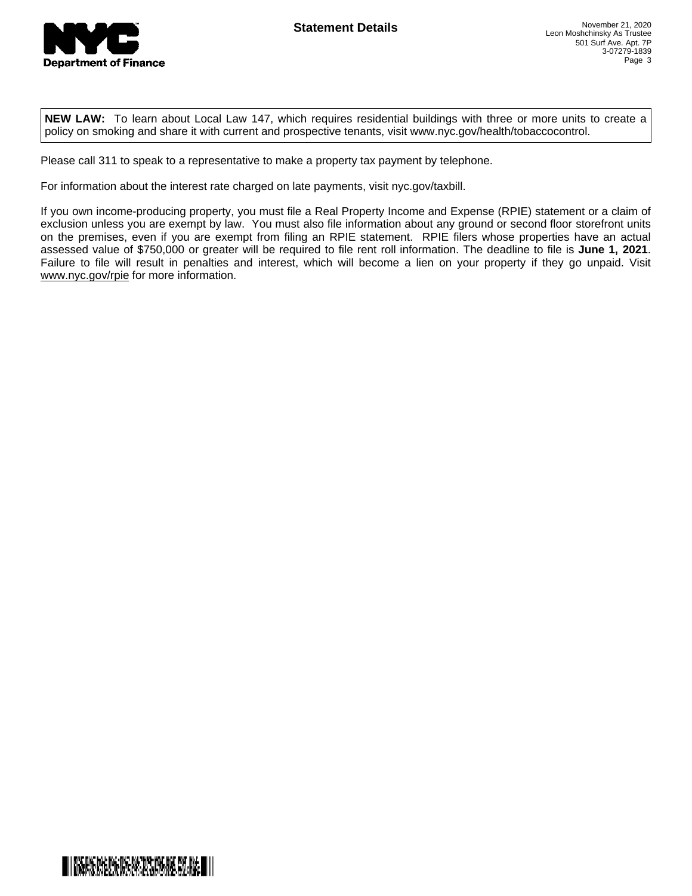**NEW LAW:** To learn about Local Law 147, which requires residential buildings with three or more units to create a policy on smoking and share it with current and prospective tenants, visit www.nyc.gov/health/tobaccocontrol.

Please call 311 to speak to a representative to make a property tax payment by telephone.

For information about the interest rate charged on late payments, visit nyc.gov/taxbill.

If you own income-producing property, you must file a Real Property Income and Expense (RPIE) statement or a claim of exclusion unless you are exempt by law. You must also file information about any ground or second floor storefront units on the premises, even if you are exempt from filing an RPIE statement. RPIE filers whose properties have an actual assessed value of $750,000 or greater will be required to file rent roll information. The deadline to file is **June 1, 2021**. Failure to file will result in penalties and interest, which will become a lien on your property if they go unpaid. Visit www.nyc.gov/rpie for more information.